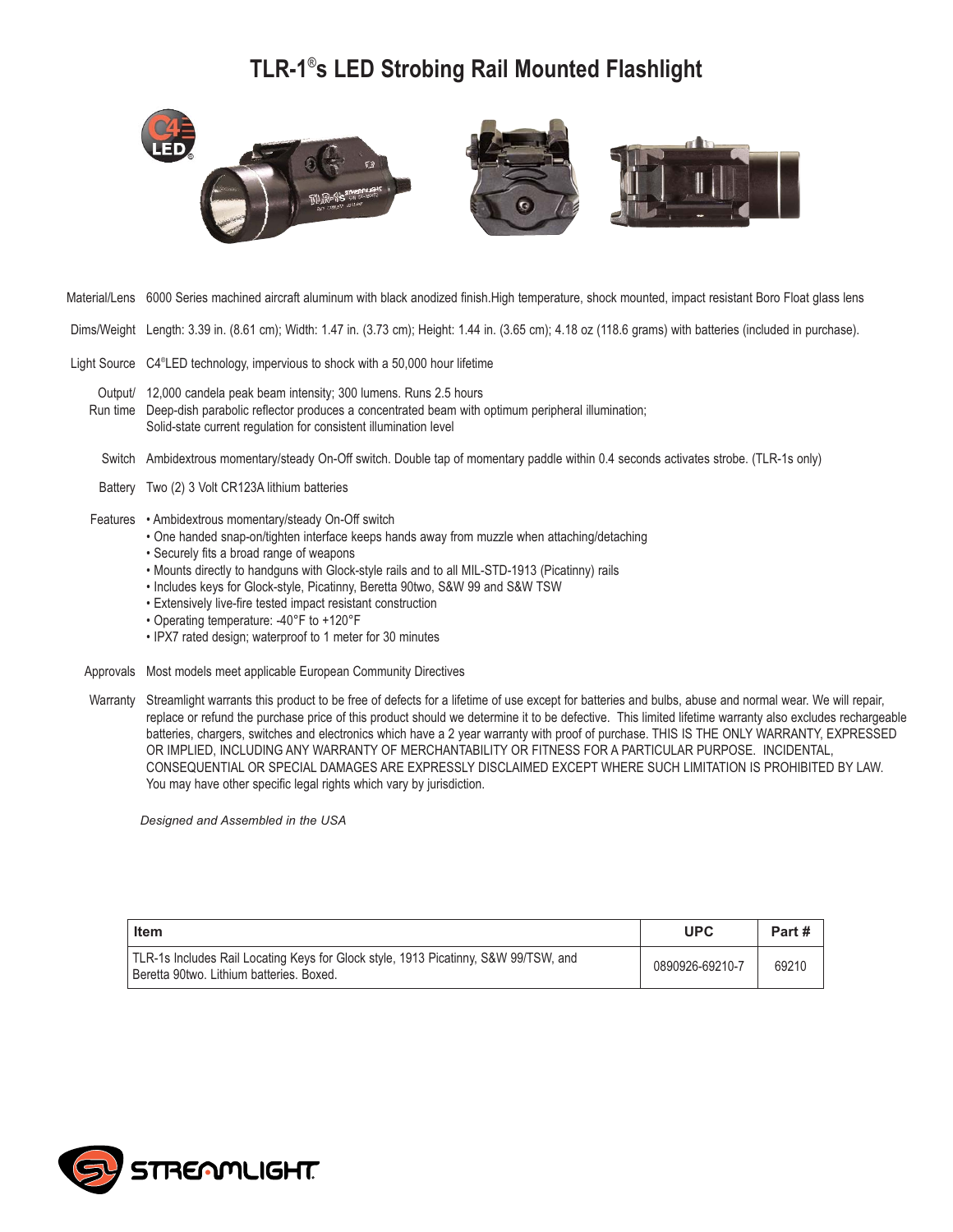# TLR-1®s LED Strobing Rail Mounted Flashlight

**Material/Lens** 6000 Series machined aircraft aluminum with black anodized finish.High temperature, shock mounted, impact resistant Boro Float glass lens

**Dims/Weight** Length: 3.39 in. (8.61 cm); Width: 1.47 in. (3.73 cm); Height: 1.44 in. (3.65 cm); 4.18 oz (118.6 grams) with batteries (included in purchase).

**Light Source** C4®LED technology, impervious to shock with a 50,000 hour lifetime

**Output/ Run time** 12,000 candela peak beam intensity; 300 lumens. Runs 2.5 hours
Deep-dish parabolic reflector produces a concentrated beam with optimum peripheral illumination;
Solid-state current regulation for consistent illumination level

**Switch** Ambidextrous momentary/steady On-Off switch. Double tap of momentary paddle within 0.4 seconds activates strobe. (TLR-1s only)

**Battery** Two (2) 3 Volt CR123A lithium batteries

**Features**
- Ambidextrous momentary/steady On-Off switch
- One handed snap-on/tighten interface keeps hands away from muzzle when attaching/detaching
- Securely fits a broad range of weapons
- Mounts directly to handguns with Glock-style rails and to all MIL-STD-1913 (Picatinny) rails
- Includes keys for Glock-style, Picatinny, Beretta 90two, S&W 99 and S&W TSW
- Extensively live-fire tested impact resistant construction
- Operating temperature: -40°F to +120°F
- IPX7 rated design; waterproof to 1 meter for 30 minutes

**Approvals** Most models meet applicable European Community Directives

**Warranty** Streamlight warrants this product to be free of defects for a lifetime of use except for batteries and bulbs, abuse and normal wear. We will repair, replace or refund the purchase price of this product should we determine it to be defective. This limited lifetime warranty also excludes rechargeable batteries, chargers, switches and electronics which have a 2 year warranty with proof of purchase. THIS IS THE ONLY WARRANTY, EXPRESSED OR IMPLIED, INCLUDING ANY WARRANTY OF MERCHANTABILITY OR FITNESS FOR A PARTICULAR PURPOSE. INCIDENTAL, CONSEQUENTIAL OR SPECIAL DAMAGES ARE EXPRESSLY DISCLAIMED EXCEPT WHERE SUCH LIMITATION IS PROHIBITED BY LAW. You may have other specific legal rights which vary by jurisdiction.

*Designed and Assembled in the USA*

| Item | UPC | Part # |
|---|---|---|
| TLR-1s Includes Rail Locating Keys for Glock style, 1913 Picatinny, S&W 99/TSW, and Beretta 90two. Lithium batteries. Boxed. | 0890926-69210-7 | 69210 |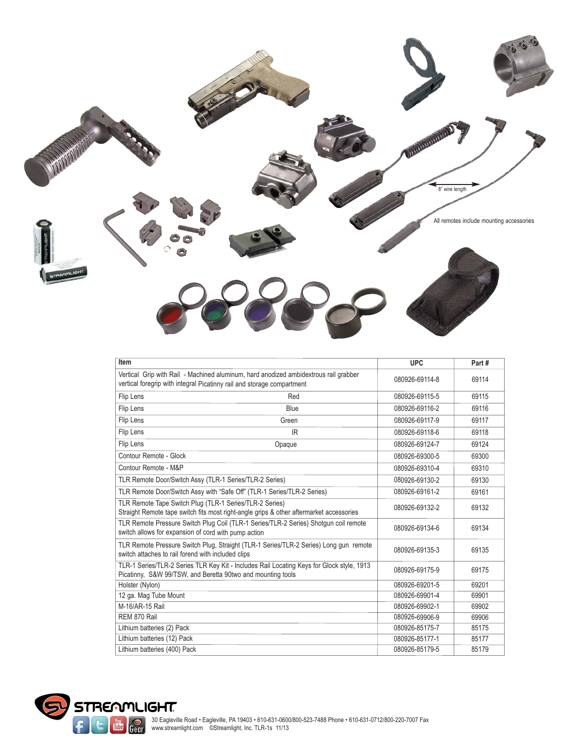8" wire length

All remotes include mounting accessories

| Item | | UPC | Part # |
|---|---|---|---|
| Vertical Grip with Rail - Machined aluminum, hard anodized ambidextrous rail grabber vertical foregrip with integral Picatinny rail and storage compartment | | 080926-69114-8 | 69114 |
| Flip Lens | Red | 080926-69115-5 | 69115 |
| Flip Lens | Blue | 080926-69116-2 | 69116 |
| Flip Lens | Green | 080926-69117-9 | 69117 |
| Flip Lens | IR | 080926-69118-6 | 69118 |
| Flip Lens | Opaque | 080926-69124-7 | 69124 |
| Contour Remote - Glock | | 080926-69300-5 | 69300 |
| Contour Remote - M&P | | 080926-69310-4 | 69310 |
| TLR Remote Door/Switch Assy (TLR-1 Series/TLR-2 Series) | | 080926-69130-2 | 69130 |
| TLR Remote Door/Switch Assy with "Safe Off" (TLR-1 Series/TLR-2 Series) | | 080926-69161-2 | 69161 |
| TLR Remote Tape Switch Plug (TLR-1 Series/TLR-2 Series) Straight Remote tape switch fits most right-angle grips & other aftermarket accessories | | 080926-69132-2 | 69132 |
| TLR Remote Pressure Switch Plug Coil (TLR-1 Series/TLR-2 Series) Shotgun coil remote switch allows for expansion of cord with pump action | | 080926-69134-6 | 69134 |
| TLR Remote Pressure Switch Plug, Straight (TLR-1 Series/TLR-2 Series) Long gun remote switch attaches to rail forend with included clips | | 080926-69135-3 | 69135 |
| TLR-1 Series/TLR-2 Series TLR Key Kit - Includes Rail Locating Keys for Glock style, 1913 Picatinny, S&W 99/TSW, and Beretta 90two and mounting tools | | 080926-69175-9 | 69175 |
| Holster (Nylon) | | 080926-69201-5 | 69201 |
| 12 ga. Mag Tube Mount | | 080926-69901-4 | 69901 |
| M-16/AR-15 Rail | | 080926-69902-1 | 69902 |
| REM 870 Rail | | 080926-69906-9 | 69906 |
| Lithium batteries (2) Pack | | 080926-85175-7 | 85175 |
| Lithium batteries (12) Pack | | 080926-85177-1 | 85177 |
| Lithium batteries (400) Pack | | 080926-85179-5 | 85179 |

STREAMLIGHT

30 Eagleville Road • Eagleville, PA 19403 • 610-631-0600/800-523-7488 Phone • 610-631-0712/800-220-7007 Fax
www.streamlight.com ©Streamlight, Inc. TLR-1s 11/13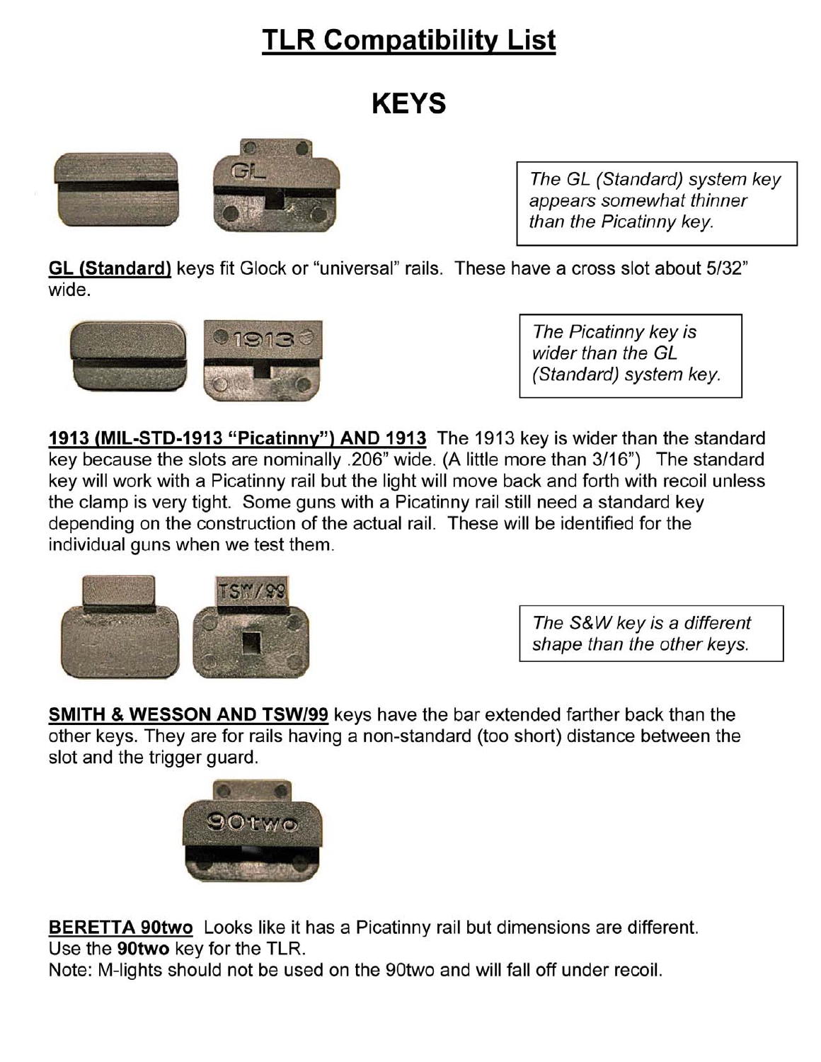# TLR Compatibility List

## KEYS

*The GL (Standard) system key appears somewhat thinner than the Picatinny key.*

**GL (Standard)** keys fit Glock or "universal" rails. These have a cross slot about 5/32" wide.

*The Picatinny key is wider than the GL (Standard) system key.*

**1913 (MIL-STD-1913 "Picatinny") AND 1913** The 1913 key is wider than the standard key because the slots are nominally .206" wide. (A little more than 3/16") The standard key will work with a Picatinny rail but the light will move back and forth with recoil unless the clamp is very tight. Some guns with a Picatinny rail still need a standard key depending on the construction of the actual rail. These will be identified for the individual guns when we test them.

*The S&W key is a different shape than the other keys.*

**SMITH & WESSON AND TSW/99** keys have the bar extended farther back than the other keys. They are for rails having a non-standard (too short) distance between the slot and the trigger guard.

**BERETTA 90two** Looks like it has a Picatinny rail but dimensions are different.
Use the **90two** key for the TLR.
Note: M-lights should not be used on the 90two and will fall off under recoil.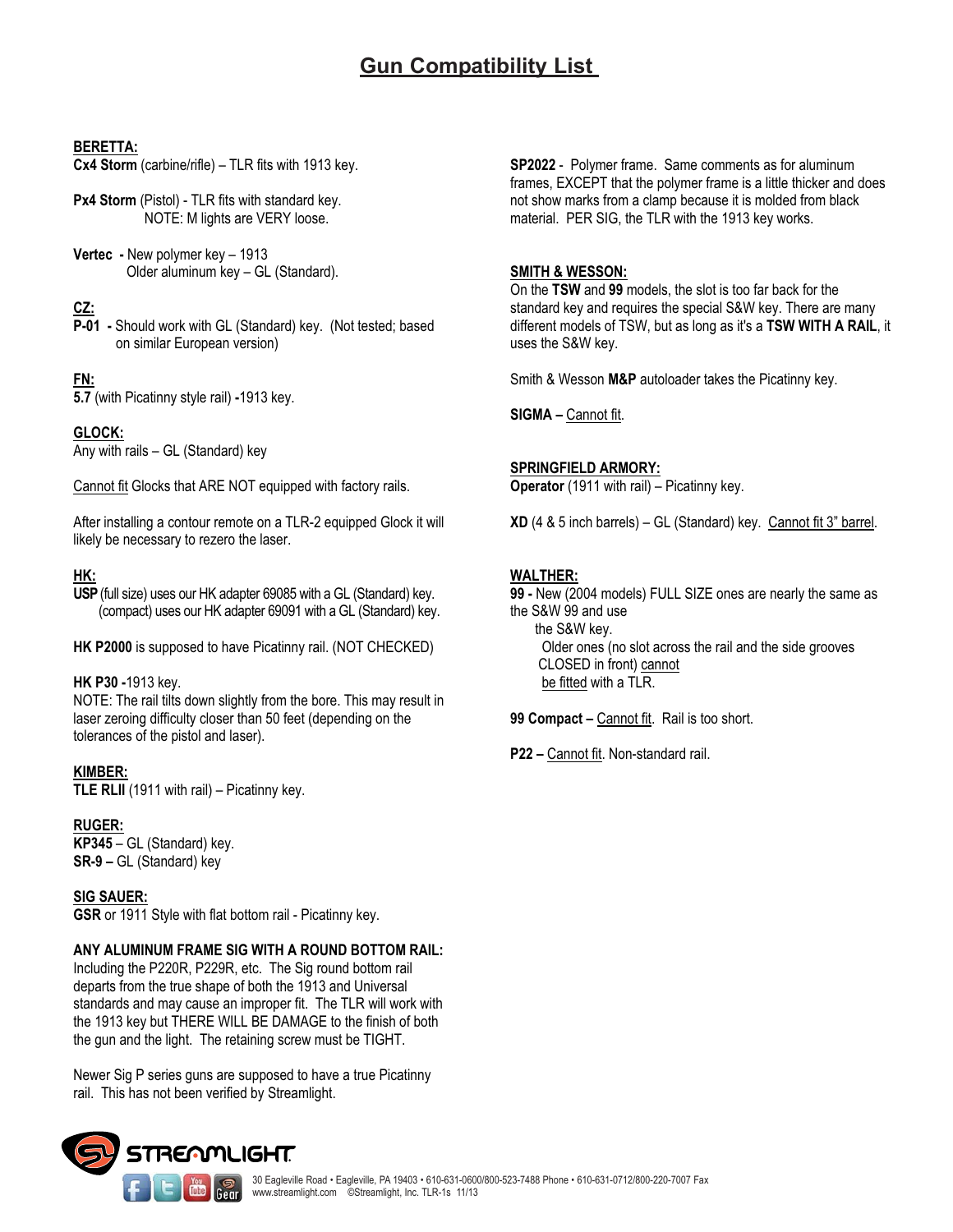# Gun Compatibility List

**BERETTA:**

**Cx4 Storm** (carbine/rifle) – TLR fits with 1913 key.

**Px4 Storm** (Pistol) - TLR fits with standard key.
NOTE: M lights are VERY loose.

**Vertec -** New polymer key – 1913
Older aluminum key – GL (Standard).

**CZ:**

**P-01 -** Should work with GL (Standard) key. (Not tested; based on similar European version)

**FN:**

**5.7** (with Picatinny style rail) **-**1913 key.

**GLOCK:**

Any with rails – GL (Standard) key

Cannot fit Glocks that ARE NOT equipped with factory rails.

After installing a contour remote on a TLR-2 equipped Glock it will likely be necessary to rezero the laser.

**HK:**

**USP** (full size) uses our HK adapter 69085 with a GL (Standard) key.
(compact) uses our HK adapter 69091 with a GL (Standard) key.

**HK P2000** is supposed to have Picatinny rail. (NOT CHECKED)

**HK P30 -**1913 key.
NOTE: The rail tilts down slightly from the bore. This may result in laser zeroing difficulty closer than 50 feet (depending on the tolerances of the pistol and laser).

**KIMBER:**

**TLE RLII** (1911 with rail) – Picatinny key.

**RUGER:**

**KP345** – GL (Standard) key.
**SR-9 –** GL (Standard) key

**SIG SAUER:**

**GSR** or 1911 Style with flat bottom rail - Picatinny key.

**ANY ALUMINUM FRAME SIG WITH A ROUND BOTTOM RAIL:**
Including the P220R, P229R, etc. The Sig round bottom rail departs from the true shape of both the 1913 and Universal standards and may cause an improper fit. The TLR will work with the 1913 key but THERE WILL BE DAMAGE to the finish of both the gun and the light. The retaining screw must be TIGHT.

Newer Sig P series guns are supposed to have a true Picatinny rail. This has not been verified by Streamlight.

**SP2022** - Polymer frame. Same comments as for aluminum frames, EXCEPT that the polymer frame is a little thicker and does not show marks from a clamp because it is molded from black material. PER SIG, the TLR with the 1913 key works.

**SMITH & WESSON:**

On the **TSW** and **99** models, the slot is too far back for the standard key and requires the special S&W key. There are many different models of TSW, but as long as it's a **TSW WITH A RAIL**, it uses the S&W key.

Smith & Wesson **M&P** autoloader takes the Picatinny key.

**SIGMA –** Cannot fit.

**SPRINGFIELD ARMORY:**

**Operator** (1911 with rail) – Picatinny key.

**XD** (4 & 5 inch barrels) – GL (Standard) key. Cannot fit 3" barrel.

**WALTHER:**

**99 -** New (2004 models) FULL SIZE ones are nearly the same as the S&W 99 and use the S&W key.
Older ones (no slot across the rail and the side grooves CLOSED in front) cannot be fitted with a TLR.

**99 Compact –** Cannot fit. Rail is too short.

**P22 –** Cannot fit. Non-standard rail.

STREAMLIGHT

30 Eagleville Road • Eagleville, PA 19403 • 610-631-0600/800-523-7488 Phone • 610-631-0712/800-220-7007 Fax
www.streamlight.com ©Streamlight, Inc. TLR-1s 11/13